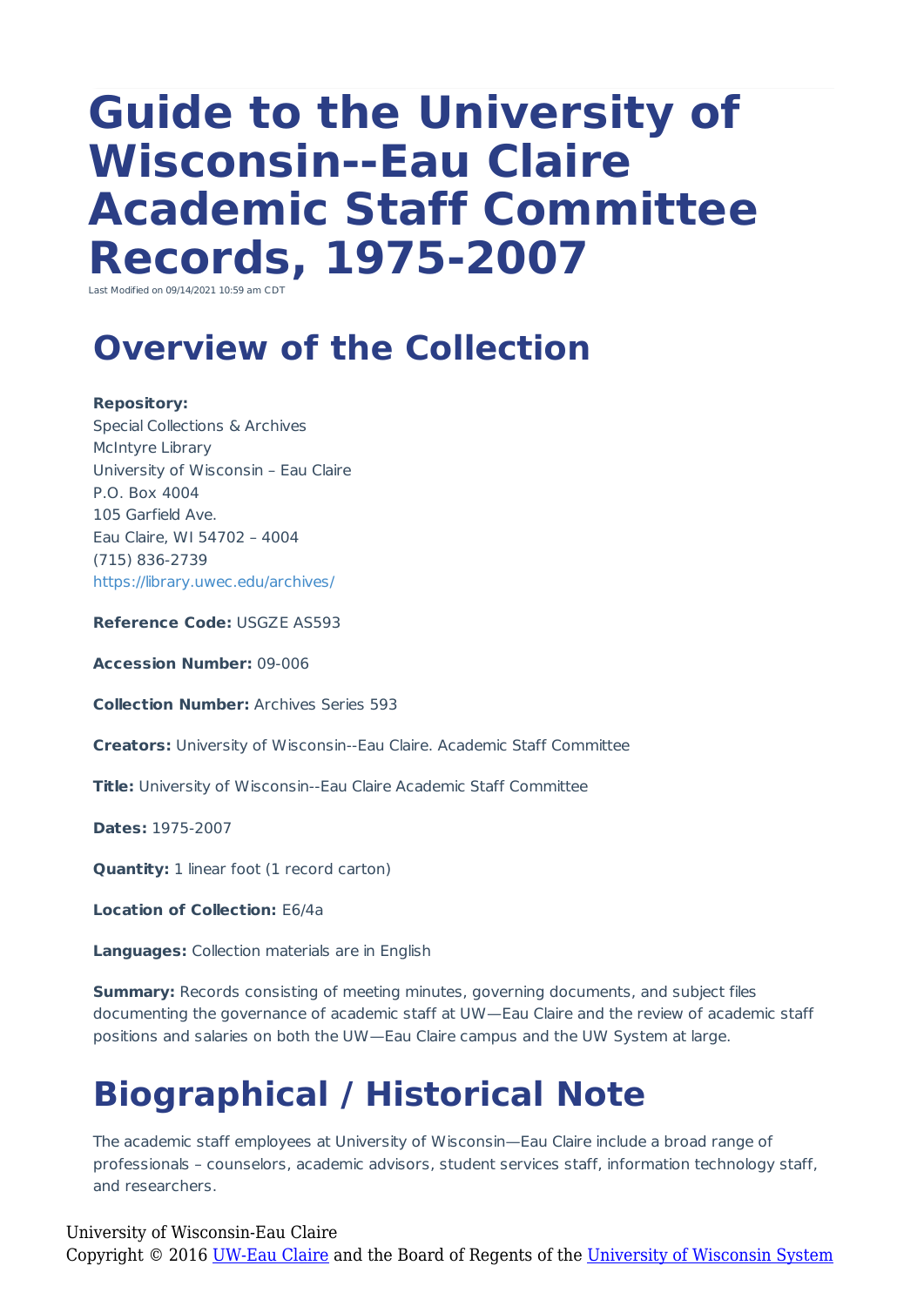# Guide to the University of Wisconsin--Eau Claire Academic Staff Committee Records, 1975-2007

Last Modified on 09/14/2021 10:59 am CDT

## Overview of the Collection

**Repository:**
Special Collections & Archives
McIntyre Library
University of Wisconsin – Eau Claire
P.O. Box 4004
105 Garfield Ave.
Eau Claire, WI 54702 – 4004
(715) 836-2739
https://library.uwec.edu/archives/

**Reference Code:** USGZE AS593

**Accession Number:** 09-006

**Collection Number:** Archives Series 593

**Creators:** University of Wisconsin--Eau Claire. Academic Staff Committee

**Title:** University of Wisconsin--Eau Claire Academic Staff Committee

**Dates:** 1975-2007

**Quantity:** 1 linear foot (1 record carton)

**Location of Collection:** E6/4a

**Languages:** Collection materials are in English

**Summary:** Records consisting of meeting minutes, governing documents, and subject files documenting the governance of academic staff at UW—Eau Claire and the review of academic staff positions and salaries on both the UW—Eau Claire campus and the UW System at large.

## Biographical / Historical Note

The academic staff employees at University of Wisconsin—Eau Claire include a broad range of professionals – counselors, academic advisors, student services staff, information technology staff, and researchers.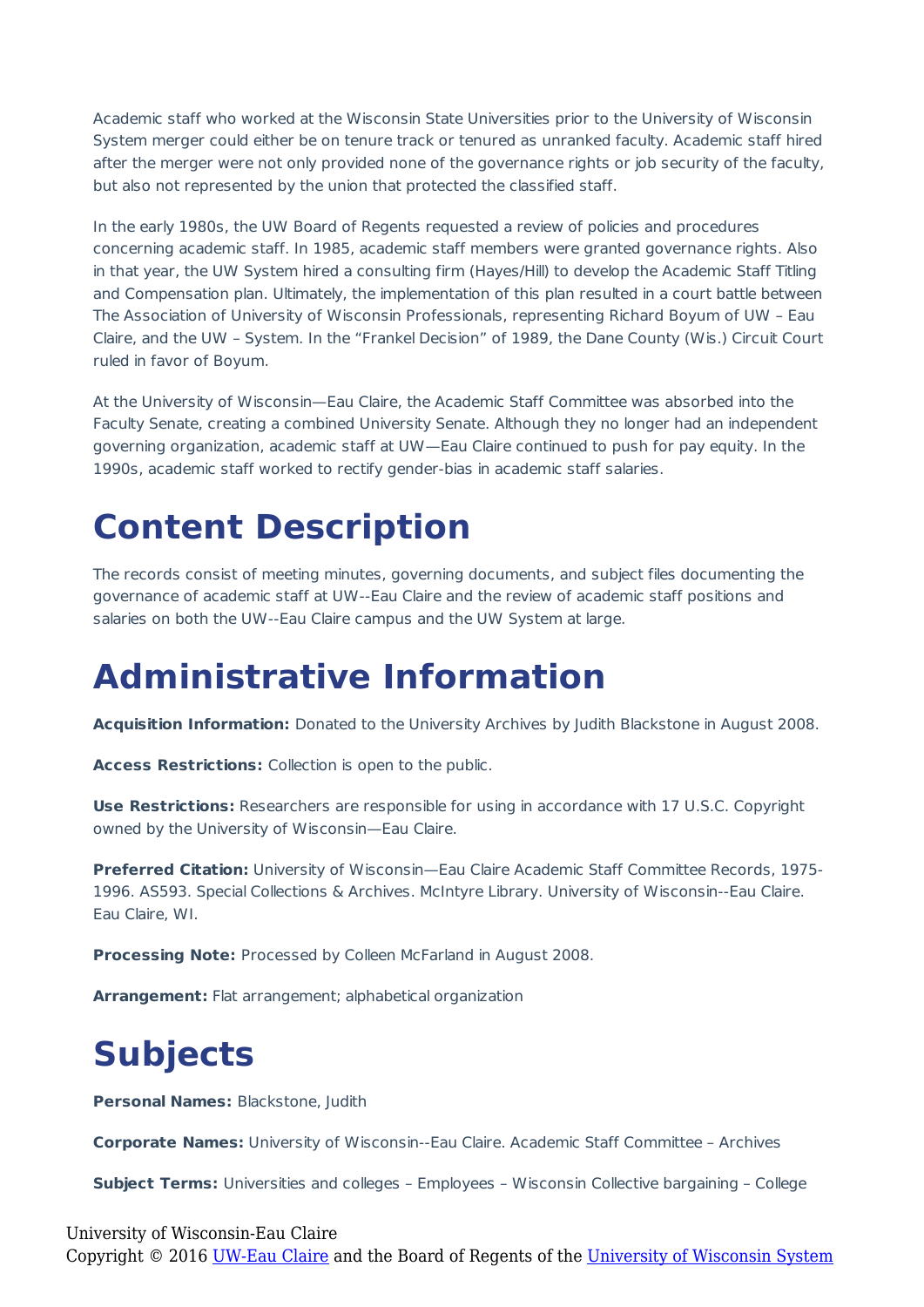Academic staff who worked at the Wisconsin State Universities prior to the University of Wisconsin System merger could either be on tenure track or tenured as unranked faculty. Academic staff hired after the merger were not only provided none of the governance rights or job security of the faculty, but also not represented by the union that protected the classified staff.

In the early 1980s, the UW Board of Regents requested a review of policies and procedures concerning academic staff. In 1985, academic staff members were granted governance rights. Also in that year, the UW System hired a consulting firm (Hayes/Hill) to develop the Academic Staff Titling and Compensation plan. Ultimately, the implementation of this plan resulted in a court battle between The Association of University of Wisconsin Professionals, representing Richard Boyum of UW – Eau Claire, and the UW – System. In the "Frankel Decision" of 1989, the Dane County (Wis.) Circuit Court ruled in favor of Boyum.

At the University of Wisconsin—Eau Claire, the Academic Staff Committee was absorbed into the Faculty Senate, creating a combined University Senate. Although they no longer had an independent governing organization, academic staff at UW—Eau Claire continued to push for pay equity. In the 1990s, academic staff worked to rectify gender-bias in academic staff salaries.

# Content Description

The records consist of meeting minutes, governing documents, and subject files documenting the governance of academic staff at UW--Eau Claire and the review of academic staff positions and salaries on both the UW--Eau Claire campus and the UW System at large.

# Administrative Information

**Acquisition Information:** Donated to the University Archives by Judith Blackstone in August 2008.

**Access Restrictions:** Collection is open to the public.

**Use Restrictions:** Researchers are responsible for using in accordance with 17 U.S.C. Copyright owned by the University of Wisconsin—Eau Claire.

**Preferred Citation:** University of Wisconsin—Eau Claire Academic Staff Committee Records, 1975-1996. AS593. Special Collections & Archives. McIntyre Library. University of Wisconsin--Eau Claire. Eau Claire, WI.

**Processing Note:** Processed by Colleen McFarland in August 2008.

**Arrangement:** Flat arrangement; alphabetical organization

# Subjects

**Personal Names:** Blackstone, Judith

**Corporate Names:** University of Wisconsin--Eau Claire. Academic Staff Committee – Archives

**Subject Terms:** Universities and colleges – Employees – Wisconsin Collective bargaining – College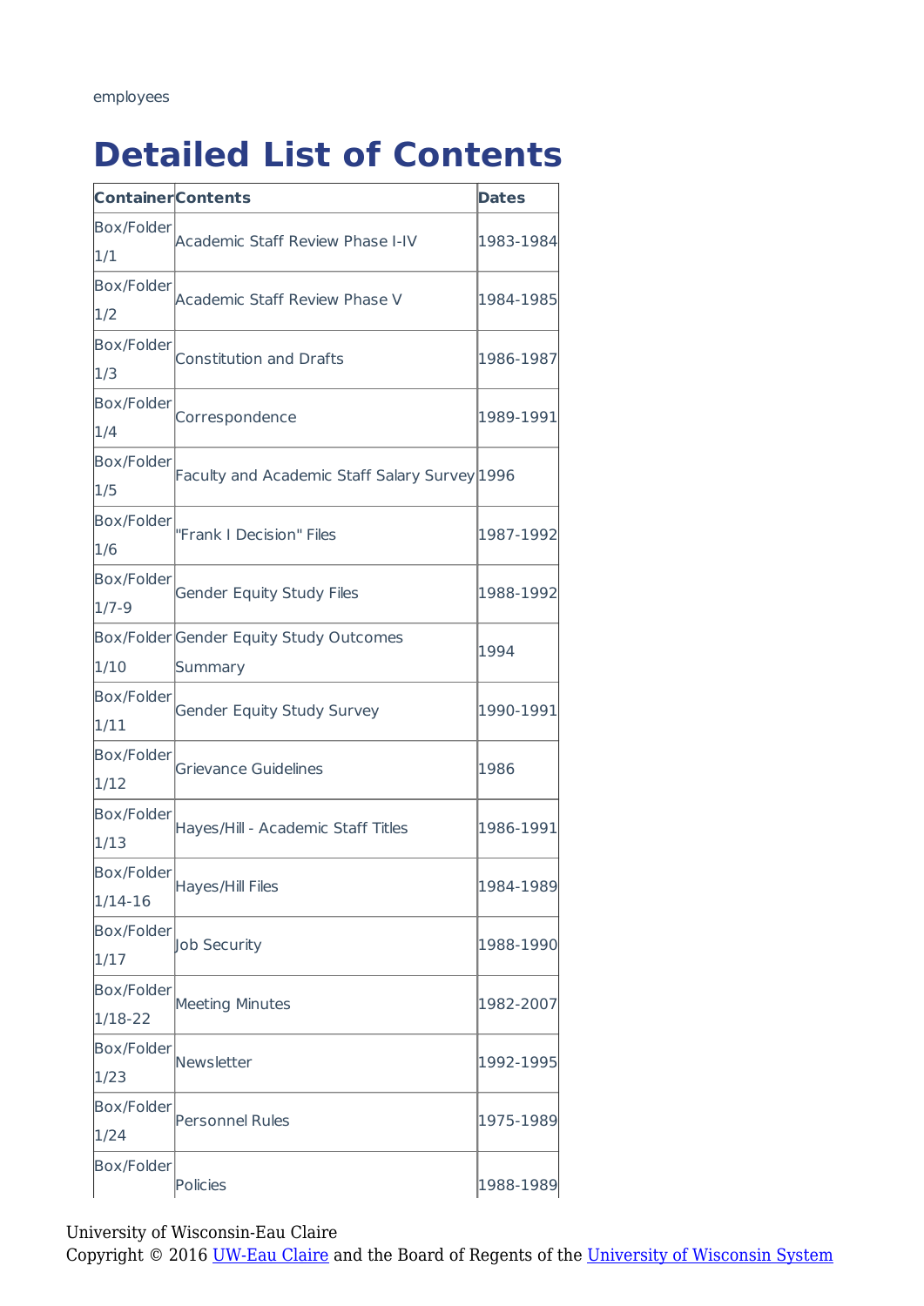employees

# Detailed List of Contents

| Container | Contents | Dates |
|---|---|---|
| Box/Folder 1/1 | Academic Staff Review Phase I-IV | 1983-1984 |
| Box/Folder 1/2 | Academic Staff Review Phase V | 1984-1985 |
| Box/Folder 1/3 | Constitution and Drafts | 1986-1987 |
| Box/Folder 1/4 | Correspondence | 1989-1991 |
| Box/Folder 1/5 | Faculty and Academic Staff Salary Survey | 1996 |
| Box/Folder 1/6 | "Frank I Decision" Files | 1987-1992 |
| Box/Folder 1/7-9 | Gender Equity Study Files | 1988-1992 |
| Box/Folder 1/10 | Gender Equity Study Outcomes Summary | 1994 |
| Box/Folder 1/11 | Gender Equity Study Survey | 1990-1991 |
| Box/Folder 1/12 | Grievance Guidelines | 1986 |
| Box/Folder 1/13 | Hayes/Hill - Academic Staff Titles | 1986-1991 |
| Box/Folder 1/14-16 | Hayes/Hill Files | 1984-1989 |
| Box/Folder 1/17 | Job Security | 1988-1990 |
| Box/Folder 1/18-22 | Meeting Minutes | 1982-2007 |
| Box/Folder 1/23 | Newsletter | 1992-1995 |
| Box/Folder 1/24 | Personnel Rules | 1975-1989 |
| Box/Folder | Policies | 1988-1989 |

University of Wisconsin-Eau Claire
Copyright © 2016 UW-Eau Claire and the Board of Regents of the University of Wisconsin System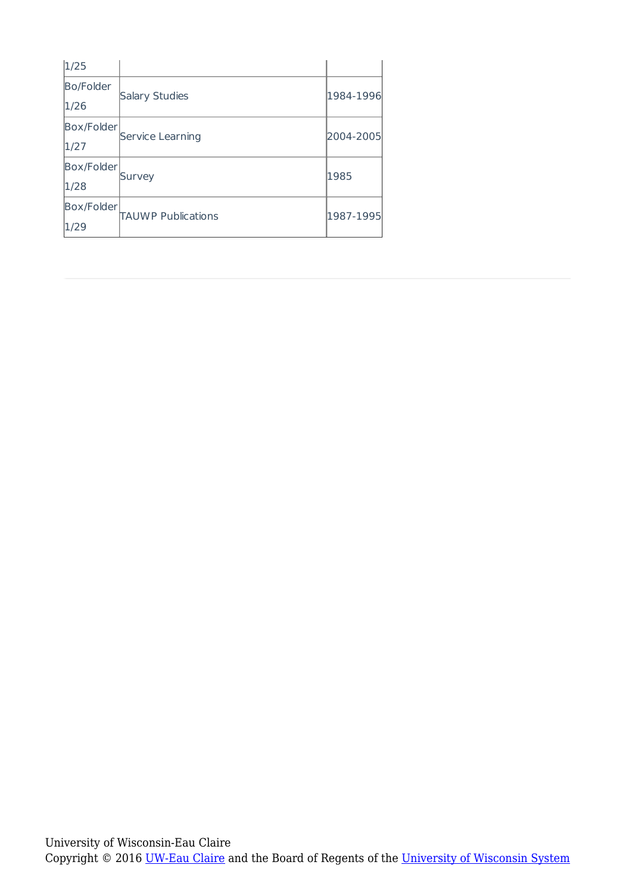| | | |
|---|---|---|
| 1/25 | | |
| Bo/Folder 1/26 | Salary Studies | 1984-1996 |
| Box/Folder 1/27 | Service Learning | 2004-2005 |
| Box/Folder 1/28 | Survey | 1985 |
| Box/Folder 1/29 | TAUWP Publications | 1987-1995 |

University of Wisconsin-Eau Claire
Copyright © 2016 UW-Eau Claire and the Board of Regents of the University of Wisconsin System